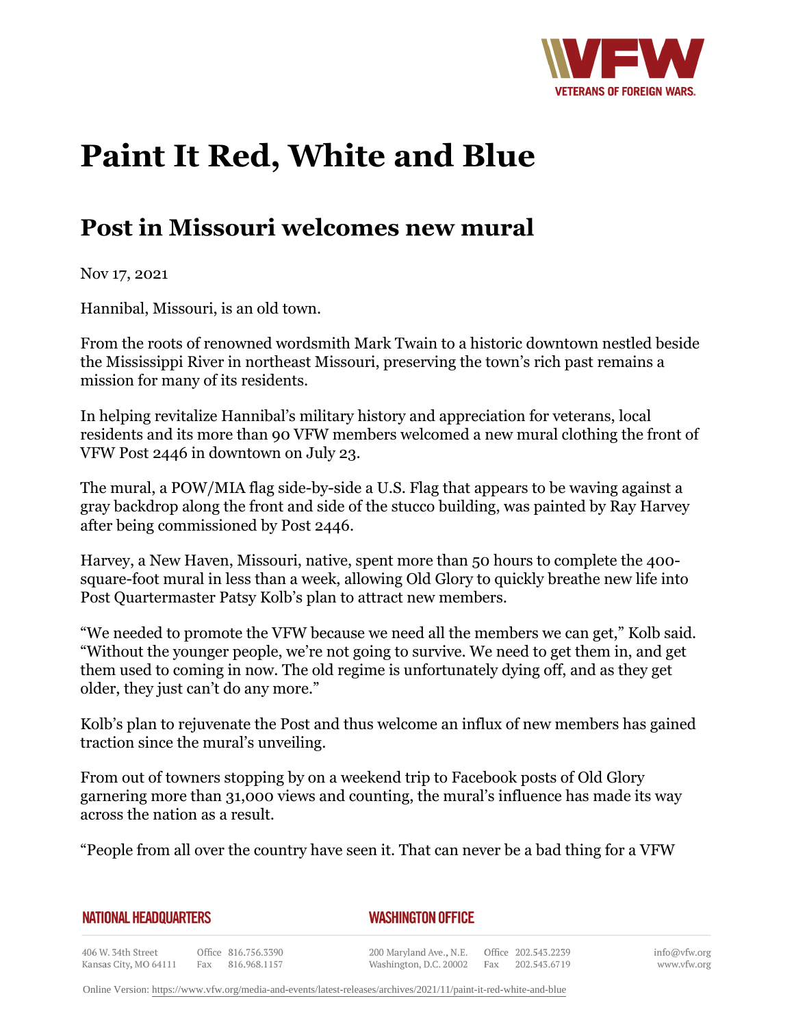# Paint It Red, White and Blue

## Post in Missouri welcomes new mural

Nov 17, 2021

Hannibal, Missouri, is an old town.

From the roots of renowned wordsmith Mark Twain to a historic downtown nestled beside the Mississippi River in northeast Missouri, preserving the town's rich past remains a mission for many of its residents.

In helping revitalize Hannibal's military history and appreciation for veterans, local residents and its more than 90 VFW members welcomed a new mural clothing the front of VFW Post 2446 in downtown on July 23.

The mural, a POW/MIA flag side-by-side a U.S. Flag that appears to be waving against a gray backdrop along the front and side of the stucco building, was painted by Ray Harvey after being commissioned by Post 2446.

Harvey, a New Haven, Missouri, native, spent more than 50 hours to complete the 400-square-foot mural in less than a week, allowing Old Glory to quickly breathe new life into Post Quartermaster Patsy Kolb's plan to attract new members.

"We needed to promote the VFW because we need all the members we can get," Kolb said. "Without the younger people, we're not going to survive. We need to get them in, and get them used to coming in now. The old regime is unfortunately dying off, and as they get older, they just can't do any more."

Kolb's plan to rejuvenate the Post and thus welcome an influx of new members has gained traction since the mural's unveiling.

From out of towners stopping by on a weekend trip to Facebook posts of Old Glory garnering more than 31,000 views and counting, the mural's influence has made its way across the nation as a result.

"People from all over the country have seen it. That can never be a bad thing for a VFW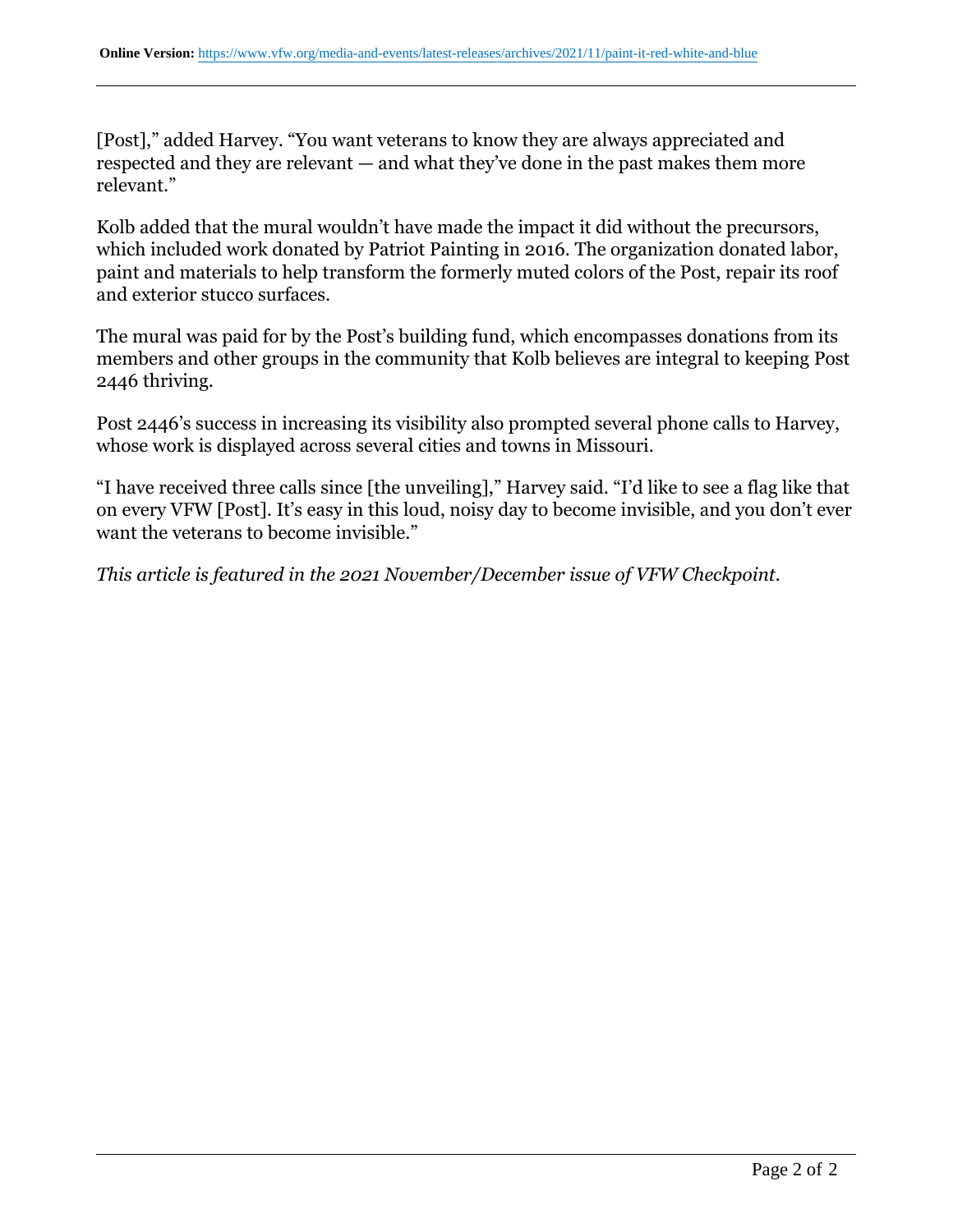[Post],” added Harvey. “You want veterans to know they are always appreciated and respected and they are relevant — and what they’ve done in the past makes them more relevant.”

Kolb added that the mural wouldn’t have made the impact it did without the precursors, which included work donated by Patriot Painting in 2016. The organization donated labor, paint and materials to help transform the formerly muted colors of the Post, repair its roof and exterior stucco surfaces.

The mural was paid for by the Post’s building fund, which encompasses donations from its members and other groups in the community that Kolb believes are integral to keeping Post 2446 thriving.

Post 2446’s success in increasing its visibility also prompted several phone calls to Harvey, whose work is displayed across several cities and towns in Missouri.

“I have received three calls since [the unveiling],” Harvey said. “I’d like to see a flag like that on every VFW [Post]. It’s easy in this loud, noisy day to become invisible, and you don’t ever want the veterans to become invisible.”

*This article is featured in the 2021 November/December issue of VFW Checkpoint.*